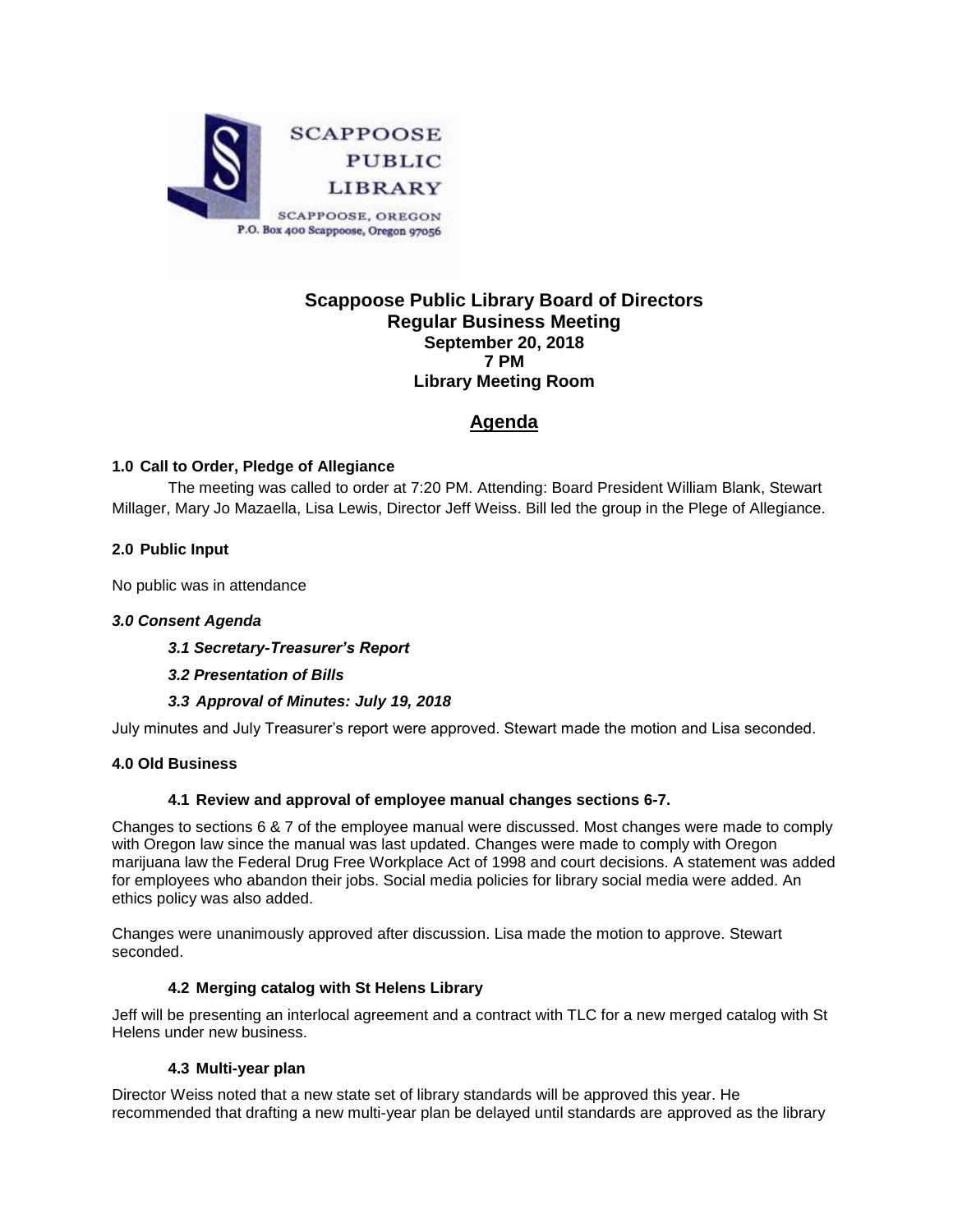SCAPPOOSE PUBLIC LIBRARY

SCAPPOOSE, OREGON
P.O. Box 400 Scappoose, Oregon 97056

# Scappoose Public Library Board of Directors
## Regular Business Meeting
**September 20, 2018**
**7 PM**
**Library Meeting Room**

## Agenda

### 1.0 Call to Order, Pledge of Allegiance

The meeting was called to order at 7:20 PM. Attending: Board President William Blank, Stewart Millager, Mary Jo Mazaella, Lisa Lewis, Director Jeff Weiss. Bill led the group in the Plege of Allegiance.

### 2.0 Public Input

No public was in attendance

### *3.0 Consent Agenda*

***3.1 Secretary-Treasurer's Report***

***3.2 Presentation of Bills***

***3.3 Approval of Minutes: July 19, 2018***

July minutes and July Treasurer's report were approved. Stewart made the motion and Lisa seconded.

### 4.0 Old Business

#### 4.1 Review and approval of employee manual changes sections 6-7.

Changes to sections 6 & 7 of the employee manual were discussed. Most changes were made to comply with Oregon law since the manual was last updated. Changes were made to comply with Oregon marijuana law the Federal Drug Free Workplace Act of 1998 and court decisions. A statement was added for employees who abandon their jobs. Social media policies for library social media were added. An ethics policy was also added.

Changes were unanimously approved after discussion. Lisa made the motion to approve. Stewart seconded.

#### 4.2 Merging catalog with St Helens Library

Jeff will be presenting an interlocal agreement and a contract with TLC for a new merged catalog with St Helens under new business.

#### 4.3 Multi-year plan

Director Weiss noted that a new state set of library standards will be approved this year. He recommended that drafting a new multi-year plan be delayed until standards are approved as the library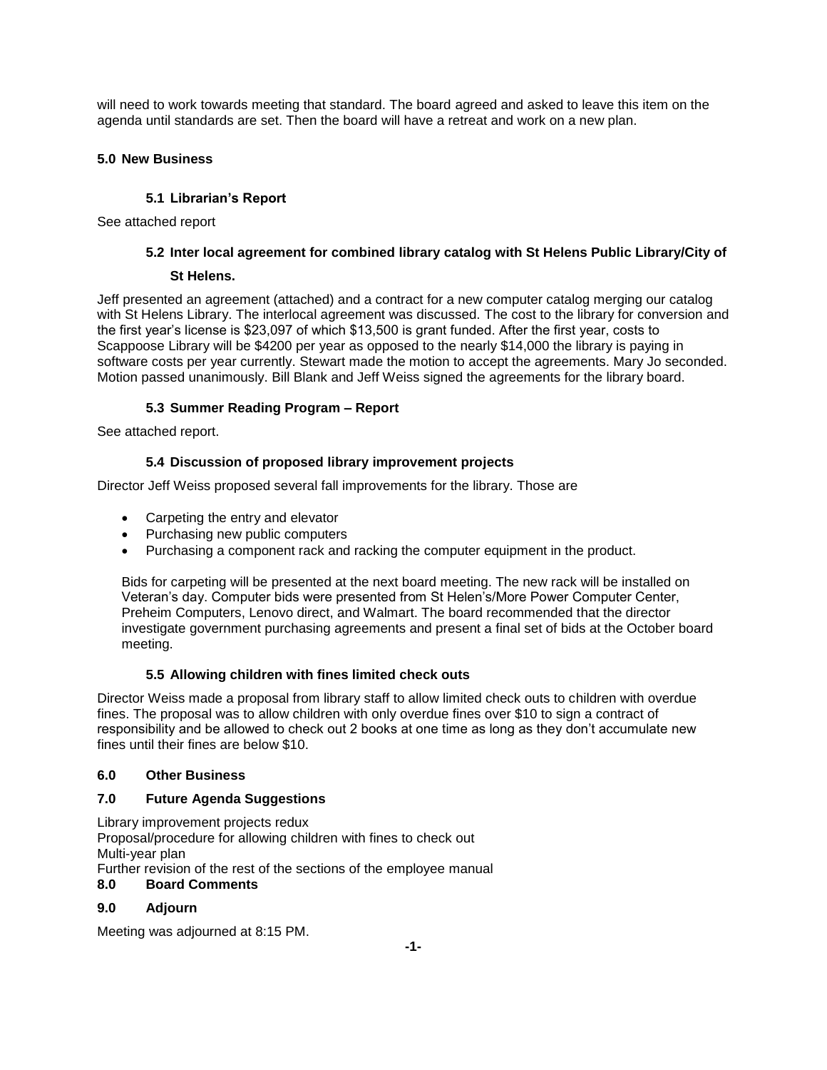will need to work towards meeting that standard. The board agreed and asked to leave this item on the agenda until standards are set. Then the board will have a retreat and work on a new plan.

## 5.0 New Business

### 5.1 Librarian's Report

See attached report

### 5.2 Inter local agreement for combined library catalog with St Helens Public Library/City of St Helens.

Jeff presented an agreement (attached) and a contract for a new computer catalog merging our catalog with St Helens Library. The interlocal agreement was discussed. The cost to the library for conversion and the first year's license is $23,097 of which $13,500 is grant funded. After the first year, costs to Scappoose Library will be $4200 per year as opposed to the nearly $14,000 the library is paying in software costs per year currently. Stewart made the motion to accept the agreements. Mary Jo seconded. Motion passed unanimously. Bill Blank and Jeff Weiss signed the agreements for the library board.

### 5.3 Summer Reading Program – Report

See attached report.

### 5.4 Discussion of proposed library improvement projects

Director Jeff Weiss proposed several fall improvements for the library. Those are

- Carpeting the entry and elevator
- Purchasing new public computers
- Purchasing a component rack and racking the computer equipment in the product.

Bids for carpeting will be presented at the next board meeting. The new rack will be installed on Veteran's day. Computer bids were presented from St Helen's/More Power Computer Center, Preheim Computers, Lenovo direct, and Walmart. The board recommended that the director investigate government purchasing agreements and present a final set of bids at the October board meeting.

### 5.5 Allowing children with fines limited check outs

Director Weiss made a proposal from library staff to allow limited check outs to children with overdue fines. The proposal was to allow children with only overdue fines over $10 to sign a contract of responsibility and be allowed to check out 2 books at one time as long as they don't accumulate new fines until their fines are below $10.

## 6.0 Other Business

## 7.0 Future Agenda Suggestions

Library improvement projects redux
Proposal/procedure for allowing children with fines to check out
Multi-year plan
Further revision of the rest of the sections of the employee manual

## 8.0 Board Comments

## 9.0 Adjourn

Meeting was adjourned at 8:15 PM.